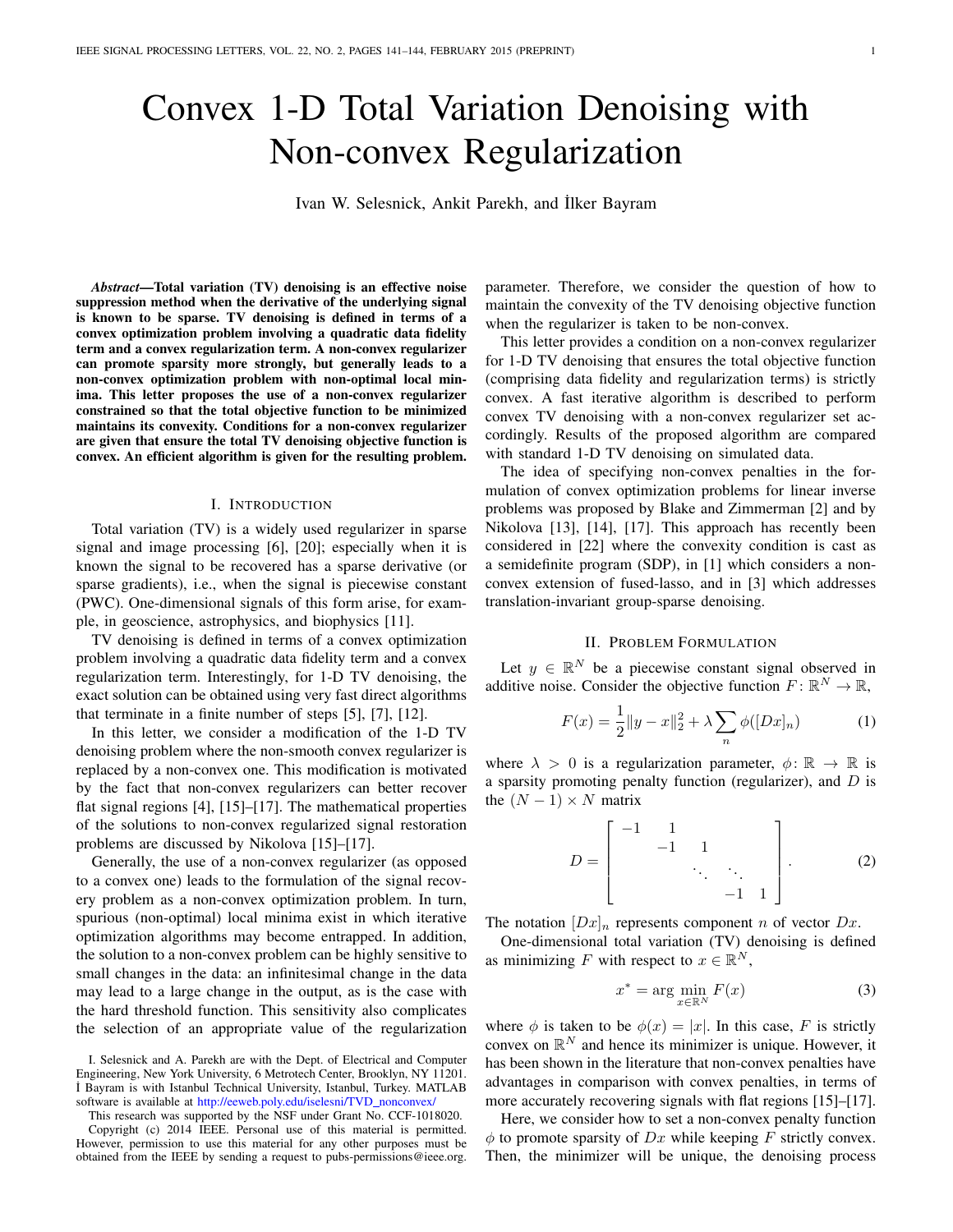# Convex 1-D Total Variation Denoising with Non-convex Regularization

Ivan W. Selesnick, Ankit Parekh, and İlker Bayram

***Abstract*—Total variation (TV) denoising is an effective noise suppression method when the derivative of the underlying signal is known to be sparse. TV denoising is defined in terms of a convex optimization problem involving a quadratic data fidelity term and a convex regularization term. A non-convex regularizer can promote sparsity more strongly, but generally leads to a non-convex optimization problem with non-optimal local minima. This letter proposes the use of a non-convex regularizer constrained so that the total objective function to be minimized maintains its convexity. Conditions for a non-convex regularizer are given that ensure the total TV denoising objective function is convex. An efficient algorithm is given for the resulting problem.**

## I. Introduction

Total variation (TV) is a widely used regularizer in sparse signal and image processing [6], [20]; especially when it is known the signal to be recovered has a sparse derivative (or sparse gradients), i.e., when the signal is piecewise constant (PWC). One-dimensional signals of this form arise, for example, in geoscience, astrophysics, and biophysics [11].

TV denoising is defined in terms of a convex optimization problem involving a quadratic data fidelity term and a convex regularization term. Interestingly, for 1-D TV denoising, the exact solution can be obtained using very fast direct algorithms that terminate in a finite number of steps [5], [7], [12].

In this letter, we consider a modification of the 1-D TV denoising problem where the non-smooth convex regularizer is replaced by a non-convex one. This modification is motivated by the fact that non-convex regularizers can better recover flat signal regions [4], [15]–[17]. The mathematical properties of the solutions to non-convex regularized signal restoration problems are discussed by Nikolova [15]–[17].

Generally, the use of a non-convex regularizer (as opposed to a convex one) leads to the formulation of the signal recovery problem as a non-convex optimization problem. In turn, spurious (non-optimal) local minima exist in which iterative optimization algorithms may become entrapped. In addition, the solution to a non-convex problem can be highly sensitive to small changes in the data: an infinitesimal change in the data may lead to a large change in the output, as is the case with the hard threshold function. This sensitivity also complicates the selection of an appropriate value of the regularization parameter. Therefore, we consider the question of how to maintain the convexity of the TV denoising objective function when the regularizer is taken to be non-convex.

This letter provides a condition on a non-convex regularizer for 1-D TV denoising that ensures the total objective function (comprising data fidelity and regularization terms) is strictly convex. A fast iterative algorithm is described to perform convex TV denoising with a non-convex regularizer set accordingly. Results of the proposed algorithm are compared with standard 1-D TV denoising on simulated data.

The idea of specifying non-convex penalties in the formulation of convex optimization problems for linear inverse problems was proposed by Blake and Zimmerman [2] and by Nikolova [13], [14], [17]. This approach has recently been considered in [22] where the convexity condition is cast as a semidefinite program (SDP), in [1] which considers a non-convex extension of fused-lasso, and in [3] which addresses translation-invariant group-sparse denoising.

## II. Problem Formulation

Let $y \in \mathbb{R}^N$ be a piecewise constant signal observed in additive noise. Consider the objective function $F\colon \mathbb{R}^N \to \mathbb{R}$,

$$F(x) = \frac{1}{2}\|y - x\|_2^2 + \lambda \sum_n \phi([Dx]_n) \tag{1}$$

where $\lambda > 0$ is a regularization parameter, $\phi\colon \mathbb{R} \to \mathbb{R}$ is a sparsity promoting penalty function (regularizer), and $D$ is the $(N-1) \times N$ matrix

$$D = \begin{bmatrix} -1 & 1 & & & \\ & -1 & 1 & & \\ & & \ddots & \ddots & \\ & & & -1 & 1 \end{bmatrix}. \tag{2}$$

The notation $[Dx]_n$ represents component $n$ of vector $Dx$.

One-dimensional total variation (TV) denoising is defined as minimizing $F$ with respect to $x \in \mathbb{R}^N$,

$$x^* = \arg\min_{x \in \mathbb{R}^N} F(x) \tag{3}$$

where $\phi$ is taken to be $\phi(x) = |x|$. In this case, $F$ is strictly convex on $\mathbb{R}^N$ and hence its minimizer is unique. However, it has been shown in the literature that non-convex penalties have advantages in comparison with convex penalties, in terms of more accurately recovering signals with flat regions [15]–[17].

Here, we consider how to set a non-convex penalty function $\phi$ to promote sparsity of $Dx$ while keeping $F$ strictly convex. Then, the minimizer will be unique, the denoising process

I. Selesnick and A. Parekh are with the Dept. of Electrical and Computer Engineering, New York University, 6 Metrotech Center, Brooklyn, NY 11201. İ Bayram is with Istanbul Technical University, Istanbul, Turkey. MATLAB software is available at http://eeweb.poly.edu/iselesni/TVD_nonconvex/

This research was supported by the NSF under Grant No. CCF-1018020.

Copyright (c) 2014 IEEE. Personal use of this material is permitted. However, permission to use this material for any other purposes must be obtained from the IEEE by sending a request to pubs-permissions@ieee.org.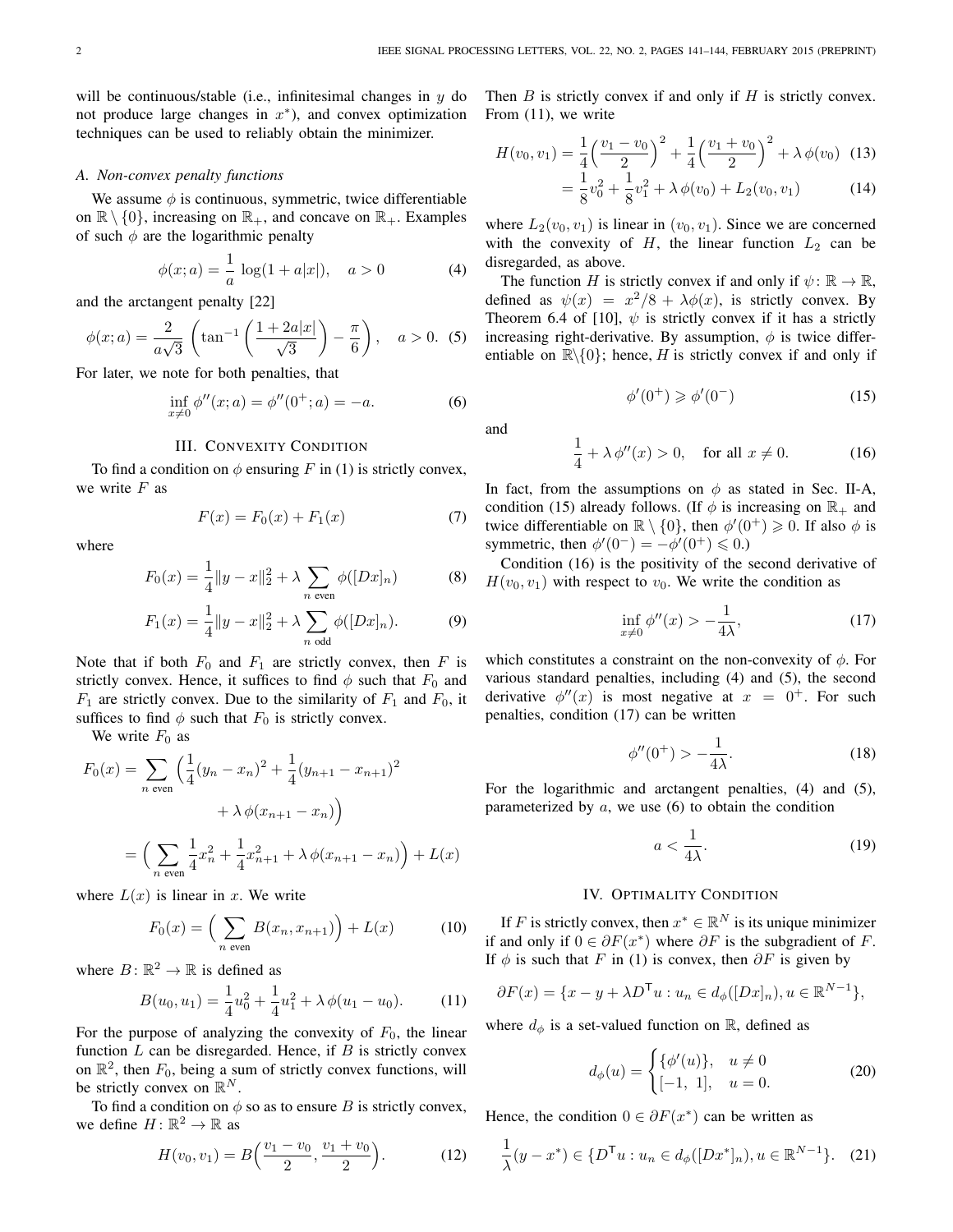will be continuous/stable (i.e., infinitesimal changes in $y$ do not produce large changes in $x^*$), and convex optimization techniques can be used to reliably obtain the minimizer.

### A. Non-convex penalty functions

We assume $\phi$ is continuous, symmetric, twice differentiable on $\mathbb{R} \setminus \{0\}$, increasing on $\mathbb{R}_+$, and concave on $\mathbb{R}_+$. Examples of such $\phi$ are the logarithmic penalty

$$\phi(x; a) = \frac{1}{a} \log(1 + a|x|), \quad a > 0 \tag{4}$$

and the arctangent penalty [22]

$$\phi(x; a) = \frac{2}{a\sqrt{3}} \left( \tan^{-1}\left( \frac{1 + 2a|x|}{\sqrt{3}} \right) - \frac{\pi}{6} \right), \quad a > 0. \tag{5}$$

For later, we note for both penalties, that

$$\inf_{x \neq 0} \phi''(x; a) = \phi''(0^+; a) = -a. \tag{6}$$

## III. Convexity Condition

To find a condition on $\phi$ ensuring $F$ in (1) is strictly convex, we write $F$ as

$$F(x) = F_0(x) + F_1(x) \tag{7}$$

where

$$F_0(x) = \frac{1}{4}\|y - x\|_2^2 + \lambda \sum_{n \text{ even}} \phi([Dx]_n) \tag{8}$$

$$F_1(x) = \frac{1}{4}\|y - x\|_2^2 + \lambda \sum_{n \text{ odd}} \phi([Dx]_n). \tag{9}$$

Note that if both $F_0$ and $F_1$ are strictly convex, then $F$ is strictly convex. Hence, it suffices to find $\phi$ such that $F_0$ and $F_1$ are strictly convex. Due to the similarity of $F_1$ and $F_0$, it suffices to find $\phi$ such that $F_0$ is strictly convex.

We write $F_0$ as

$$\begin{aligned} F_0(x) &= \sum_{n \text{ even}} \Big( \frac{1}{4}(y_n - x_n)^2 + \frac{1}{4}(y_{n+1} - x_{n+1})^2 \\ &\qquad\qquad + \lambda\, \phi(x_{n+1} - x_n) \Big) \\ &= \Big( \sum_{n \text{ even}} \frac{1}{4}x_n^2 + \frac{1}{4}x_{n+1}^2 + \lambda\, \phi(x_{n+1} - x_n) \Big) + L(x) \end{aligned}$$

where $L(x)$ is linear in $x$. We write

$$F_0(x) = \Big( \sum_{n \text{ even}} B(x_n, x_{n+1}) \Big) + L(x) \tag{10}$$

where $B\colon \mathbb{R}^2 \to \mathbb{R}$ is defined as

$$B(u_0, u_1) = \frac{1}{4}u_0^2 + \frac{1}{4}u_1^2 + \lambda\, \phi(u_1 - u_0). \tag{11}$$

For the purpose of analyzing the convexity of $F_0$, the linear function $L$ can be disregarded. Hence, if $B$ is strictly convex on $\mathbb{R}^2$, then $F_0$, being a sum of strictly convex functions, will be strictly convex on $\mathbb{R}^N$.

To find a condition on $\phi$ so as to ensure $B$ is strictly convex, we define $H\colon \mathbb{R}^2 \to \mathbb{R}$ as

$$H(v_0, v_1) = B\Big( \frac{v_1 - v_0}{2}, \frac{v_1 + v_0}{2} \Big). \tag{12}$$

Then $B$ is strictly convex if and only if $H$ is strictly convex. From (11), we write

$$\begin{aligned} H(v_0, v_1) &= \frac{1}{4}\Big( \frac{v_1 - v_0}{2} \Big)^2 + \frac{1}{4}\Big( \frac{v_1 + v_0}{2} \Big)^2 + \lambda\, \phi(v_0) && (13) \\ &= \frac{1}{8}v_0^2 + \frac{1}{8}v_1^2 + \lambda\, \phi(v_0) + L_2(v_0, v_1) && (14) \end{aligned}$$

where $L_2(v_0, v_1)$ is linear in $(v_0, v_1)$. Since we are concerned with the convexity of $H$, the linear function $L_2$ can be disregarded, as above.

The function $H$ is strictly convex if and only if $\psi\colon \mathbb{R} \to \mathbb{R}$, defined as $\psi(x) = x^2/8 + \lambda\phi(x)$, is strictly convex. By Theorem 6.4 of [10], $\psi$ is strictly convex if it has a strictly increasing right-derivative. By assumption, $\phi$ is twice differentiable on $\mathbb{R}\setminus\{0\}$; hence, $H$ is strictly convex if and only if

$$\phi'(0^+) \geqslant \phi'(0^-) \tag{15}$$

and

$$\frac{1}{4} + \lambda\, \phi''(x) > 0, \quad \text{for all } x \neq 0. \tag{16}$$

In fact, from the assumptions on $\phi$ as stated in Sec. II-A, condition (15) already follows. (If $\phi$ is increasing on $\mathbb{R}_+$ and twice differentiable on $\mathbb{R} \setminus \{0\}$, then $\phi'(0^+) \geqslant 0$. If also $\phi$ is symmetric, then $\phi'(0^-) = -\phi'(0^+) \leqslant 0$.)

Condition (16) is the positivity of the second derivative of $H(v_0, v_1)$ with respect to $v_0$. We write the condition as

$$\inf_{x \neq 0} \phi''(x) > -\frac{1}{4\lambda}, \tag{17}$$

which constitutes a constraint on the non-convexity of $\phi$. For various standard penalties, including (4) and (5), the second derivative $\phi''(x)$ is most negative at $x = 0^+$. For such penalties, condition (17) can be written

$$\phi''(0^+) > -\frac{1}{4\lambda}. \tag{18}$$

For the logarithmic and arctangent penalties, (4) and (5), parameterized by $a$, we use (6) to obtain the condition

$$a < \frac{1}{4\lambda}. \tag{19}$$

## IV. Optimality Condition

If $F$ is strictly convex, then $x^* \in \mathbb{R}^N$ is its unique minimizer if and only if $0 \in \partial F(x^*)$ where $\partial F$ is the subgradient of $F$. If $\phi$ is such that $F$ in (1) is convex, then $\partial F$ is given by

$$\partial F(x) = \{x - y + \lambda D^{\mathsf{T}} u : u_n \in d_\phi([Dx]_n), u \in \mathbb{R}^{N-1}\},$$

where $d_\phi$ is a set-valued function on $\mathbb{R}$, defined as

$$d_\phi(u) = \begin{cases} \{\phi'(u)\}, & u \neq 0 \\ [-1,\ 1], & u = 0. \end{cases} \tag{20}$$

Hence, the condition $0 \in \partial F(x^*)$ can be written as

$$\frac{1}{\lambda}(y - x^*) \in \{D^{\mathsf{T}} u : u_n \in d_\phi([Dx^*]_n), u \in \mathbb{R}^{N-1}\}. \tag{21}$$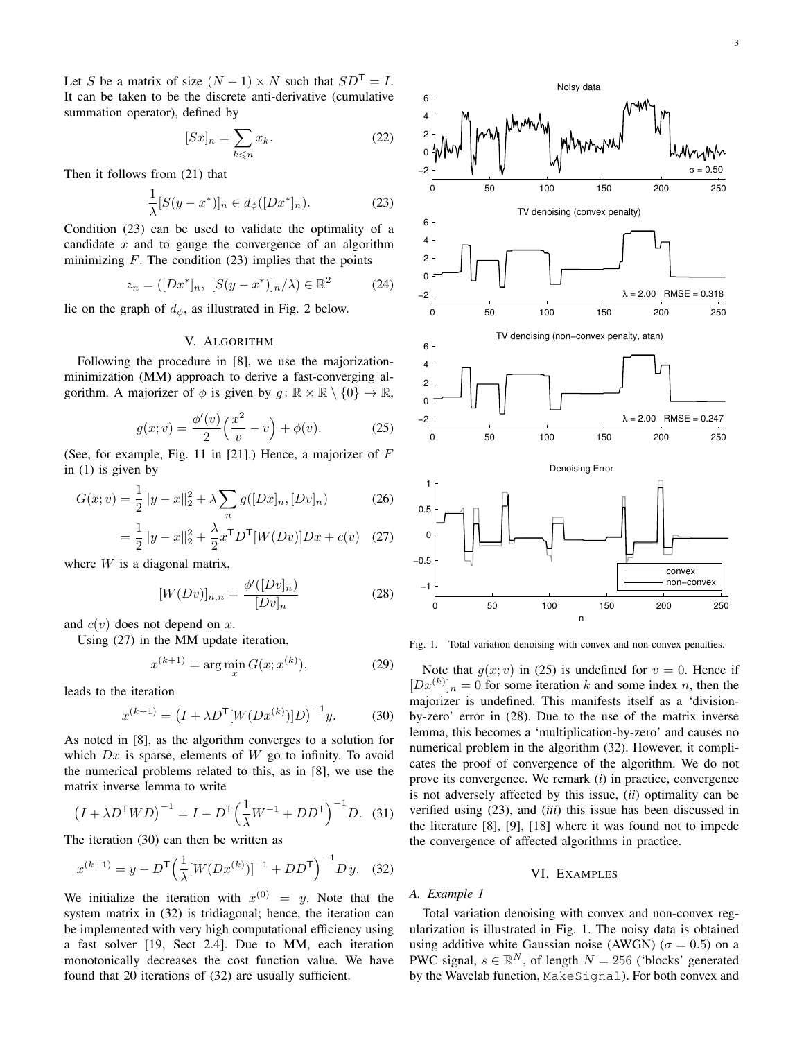Let $S$ be a matrix of size $(N-1) \times N$ such that $SD^{\mathsf{T}} = I$. It can be taken to be the discrete anti-derivative (cumulative summation operator), defined by

$$[Sx]_n = \sum_{k \leqslant n} x_k. \tag{22}$$

Then it follows from (21) that

$$\frac{1}{\lambda}[S(y - x^*)]_n \in d_\phi([Dx^*]_n). \tag{23}$$

Condition (23) can be used to validate the optimality of a candidate $x$ and to gauge the convergence of an algorithm minimizing $F$. The condition (23) implies that the points

$$z_n = ([Dx^*]_n,\ [S(y - x^*)]_n/\lambda) \in \mathbb{R}^2 \tag{24}$$

lie on the graph of $d_\phi$, as illustrated in Fig. 2 below.

## V. Algorithm

Following the procedure in [8], we use the majorization-minimization (MM) approach to derive a fast-converging algorithm. A majorizer of $\phi$ is given by $g\colon \mathbb{R} \times \mathbb{R} \setminus \{0\} \to \mathbb{R}$,

$$g(x; v) = \frac{\phi'(v)}{2}\Big(\frac{x^2}{v} - v\Big) + \phi(v). \tag{25}$$

(See, for example, Fig. 11 in [21].) Hence, a majorizer of $F$ in (1) is given by

$$G(x; v) = \frac{1}{2}\|y - x\|_2^2 + \lambda \sum_n g([Dx]_n, [Dv]_n) \tag{26}$$

$$= \frac{1}{2}\|y - x\|_2^2 + \frac{\lambda}{2} x^{\mathsf{T}} D^{\mathsf{T}} [W(Dv)] D x + c(v) \tag{27}$$

where $W$ is a diagonal matrix,

$$[W(Dv)]_{n,n} = \frac{\phi'([Dv]_n)}{[Dv]_n} \tag{28}$$

and $c(v)$ does not depend on $x$.

Using (27) in the MM update iteration,

$$x^{(k+1)} = \arg\min_x G(x; x^{(k)}), \tag{29}$$

leads to the iteration

$$x^{(k+1)} = \big(I + \lambda D^{\mathsf{T}} [W(Dx^{(k)})] D\big)^{-1} y. \tag{30}$$

As noted in [8], as the algorithm converges to a solution for which $Dx$ is sparse, elements of $W$ go to infinity. To avoid the numerical problems related to this, as in [8], we use the matrix inverse lemma to write

$$\big(I + \lambda D^{\mathsf{T}} W D\big)^{-1} = I - D^{\mathsf{T}} \Big(\frac{1}{\lambda} W^{-1} + D D^{\mathsf{T}}\Big)^{-1} D. \tag{31}$$

The iteration (30) can then be written as

$$x^{(k+1)} = y - D^{\mathsf{T}} \Big(\frac{1}{\lambda} [W(Dx^{(k)})]^{-1} + D D^{\mathsf{T}}\Big)^{-1} D\, y. \tag{32}$$

We initialize the iteration with $x^{(0)} = y$. Note that the system matrix in (32) is tridiagonal; hence, the iteration can be implemented with very high computational efficiency using a fast solver [19, Sect 2.4]. Due to MM, each iteration monotonically decreases the cost function value. We have found that 20 iterations of (32) are usually sufficient.

Fig. 1. Total variation denoising with convex and non-convex penalties.

Note that $g(x; v)$ in (25) is undefined for $v = 0$. Hence if $[Dx^{(k)}]_n = 0$ for some iteration $k$ and some index $n$, then the majorizer is undefined. This manifests itself as a 'division-by-zero' error in (28). Due to the use of the matrix inverse lemma, this becomes a 'multiplication-by-zero' and causes no numerical problem in the algorithm (32). However, it complicates the proof of convergence of the algorithm. We do not prove its convergence. We remark (*i*) in practice, convergence is not adversely affected by this issue, (*ii*) optimality can be verified using (23), and (*iii*) this issue has been discussed in the literature [8], [9], [18] where it was found not to impede the convergence of affected algorithms in practice.

## VI. Examples

### A. Example 1

Total variation denoising with convex and non-convex regularization is illustrated in Fig. 1. The noisy data is obtained using additive white Gaussian noise (AWGN) ($\sigma = 0.5$) on a PWC signal, $s \in \mathbb{R}^N$, of length $N = 256$ ('blocks' generated by the Wavelab function, `MakeSignal`). For both convex and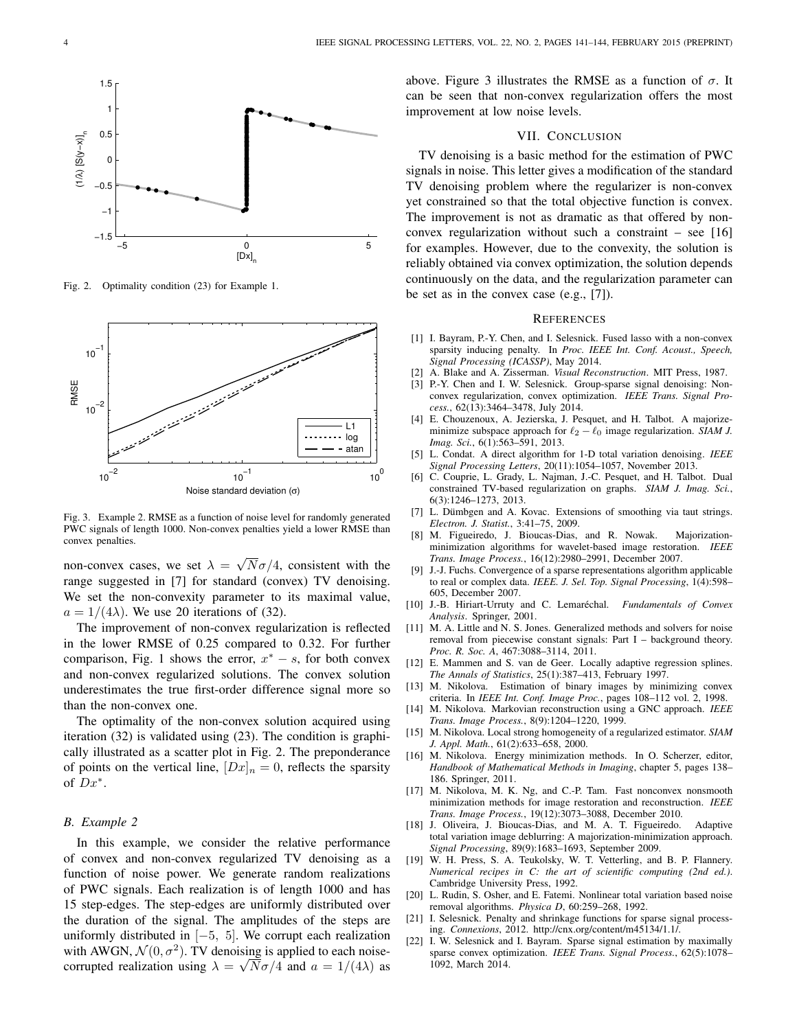1.5
1
0.5
0
−0.5
−1
−1.5
−5
0
5
$(1/\lambda)\ [S(y-x)]_n$
$[Dx]_n$

Fig. 2. Optimality condition (23) for Example 1.

$10^{-1}$
$10^{-2}$
RMSE
L1
log
atan
$10^{-2}$
$10^{-1}$
$10^{0}$
Noise standard deviation (σ)

Fig. 3. Example 2. RMSE as a function of noise level for randomly generated PWC signals of length 1000. Non-convex penalties yield a lower RMSE than convex penalties.

non-convex cases, we set $\lambda = \sqrt{N}\sigma/4$, consistent with the range suggested in [7] for standard (convex) TV denoising. We set the non-convexity parameter to its maximal value, $a = 1/(4\lambda)$. We use 20 iterations of (32).

The improvement of non-convex regularization is reflected in the lower RMSE of 0.25 compared to 0.32. For further comparison, Fig. 1 shows the error, $x^* - s$, for both convex and non-convex regularized solutions. The convex solution underestimates the true first-order difference signal more so than the non-convex one.

The optimality of the non-convex solution acquired using iteration (32) is validated using (23). The condition is graphically illustrated as a scatter plot in Fig. 2. The preponderance of points on the vertical line, $[Dx]_n = 0$, reflects the sparsity of $Dx^*$.

### B. Example 2

In this example, we consider the relative performance of convex and non-convex regularized TV denoising as a function of noise power. We generate random realizations of PWC signals. Each realization is of length 1000 and has 15 step-edges. The step-edges are uniformly distributed over the duration of the signal. The amplitudes of the steps are uniformly distributed in $[-5,\ 5]$. We corrupt each realization with AWGN, $\mathcal{N}(0, \sigma^2)$. TV denoising is applied to each noise-corrupted realization using $\lambda = \sqrt{N}\sigma/4$ and $a = 1/(4\lambda)$ as above. Figure 3 illustrates the RMSE as a function of $\sigma$. It can be seen that non-convex regularization offers the most improvement at low noise levels.

## VII. Conclusion

TV denoising is a basic method for the estimation of PWC signals in noise. This letter gives a modification of the standard TV denoising problem where the regularizer is non-convex yet constrained so that the total objective function is convex. The improvement is not as dramatic as that offered by non-convex regularization without such a constraint – see [16] for examples. However, due to the convexity, the solution is reliably obtained via convex optimization, the solution depends continuously on the data, and the regularization parameter can be set as in the convex case (e.g., [7]).

## References

[1] I. Bayram, P.-Y. Chen, and I. Selesnick. Fused lasso with a non-convex sparsity inducing penalty. In *Proc. IEEE Int. Conf. Acoust., Speech, Signal Processing (ICASSP)*, May 2014.

[2] A. Blake and A. Zisserman. *Visual Reconstruction*. MIT Press, 1987.

[3] P.-Y. Chen and I. W. Selesnick. Group-sparse signal denoising: Non-convex regularization, convex optimization. *IEEE Trans. Signal Process.*, 62(13):3464–3478, July 2014.

[4] E. Chouzenoux, A. Jezierska, J. Pesquet, and H. Talbot. A majorize-minimize subspace approach for $\ell_2 - \ell_0$ image regularization. *SIAM J. Imag. Sci.*, 6(1):563–591, 2013.

[5] L. Condat. A direct algorithm for 1-D total variation denoising. *IEEE Signal Processing Letters*, 20(11):1054–1057, November 2013.

[6] C. Couprie, L. Grady, L. Najman, J.-C. Pesquet, and H. Talbot. Dual constrained TV-based regularization on graphs. *SIAM J. Imag. Sci.*, 6(3):1246–1273, 2013.

[7] L. Dümbgen and A. Kovac. Extensions of smoothing via taut strings. *Electron. J. Statist.*, 3:41–75, 2009.

[8] M. Figueiredo, J. Bioucas-Dias, and R. Nowak. Majorization-minimization algorithms for wavelet-based image restoration. *IEEE Trans. Image Process.*, 16(12):2980–2991, December 2007.

[9] J.-J. Fuchs. Convergence of a sparse representations algorithm applicable to real or complex data. *IEEE. J. Sel. Top. Signal Processing*, 1(4):598–605, December 2007.

[10] J.-B. Hiriart-Urruty and C. Lemaréchal. *Fundamentals of Convex Analysis*. Springer, 2001.

[11] M. A. Little and N. S. Jones. Generalized methods and solvers for noise removal from piecewise constant signals: Part I – background theory. *Proc. R. Soc. A*, 467:3088–3114, 2011.

[12] E. Mammen and S. van de Geer. Locally adaptive regression splines. *The Annals of Statistics*, 25(1):387–413, February 1997.

[13] M. Nikolova. Estimation of binary images by minimizing convex criteria. In *IEEE Int. Conf. Image Proc.*, pages 108–112 vol. 2, 1998.

[14] M. Nikolova. Markovian reconstruction using a GNC approach. *IEEE Trans. Image Process.*, 8(9):1204–1220, 1999.

[15] M. Nikolova. Local strong homogeneity of a regularized estimator. *SIAM J. Appl. Math.*, 61(2):633–658, 2000.

[16] M. Nikolova. Energy minimization methods. In O. Scherzer, editor, *Handbook of Mathematical Methods in Imaging*, chapter 5, pages 138–186. Springer, 2011.

[17] M. Nikolova, M. K. Ng, and C.-P. Tam. Fast nonconvex nonsmooth minimization methods for image restoration and reconstruction. *IEEE Trans. Image Process.*, 19(12):3073–3088, December 2010.

[18] J. Oliveira, J. Bioucas-Dias, and M. A. T. Figueiredo. Adaptive total variation image deblurring: A majorization-minimization approach. *Signal Processing*, 89(9):1683–1693, September 2009.

[19] W. H. Press, S. A. Teukolsky, W. T. Vetterling, and B. P. Flannery. *Numerical recipes in C: the art of scientific computing (2nd ed.)*. Cambridge University Press, 1992.

[20] L. Rudin, S. Osher, and E. Fatemi. Nonlinear total variation based noise removal algorithms. *Physica D*, 60:259–268, 1992.

[21] I. Selesnick. Penalty and shrinkage functions for sparse signal processing. *Connexions*, 2012. http://cnx.org/content/m45134/1.1/.

[22] I. W. Selesnick and I. Bayram. Sparse signal estimation by maximally sparse convex optimization. *IEEE Trans. Signal Process.*, 62(5):1078–1092, March 2014.